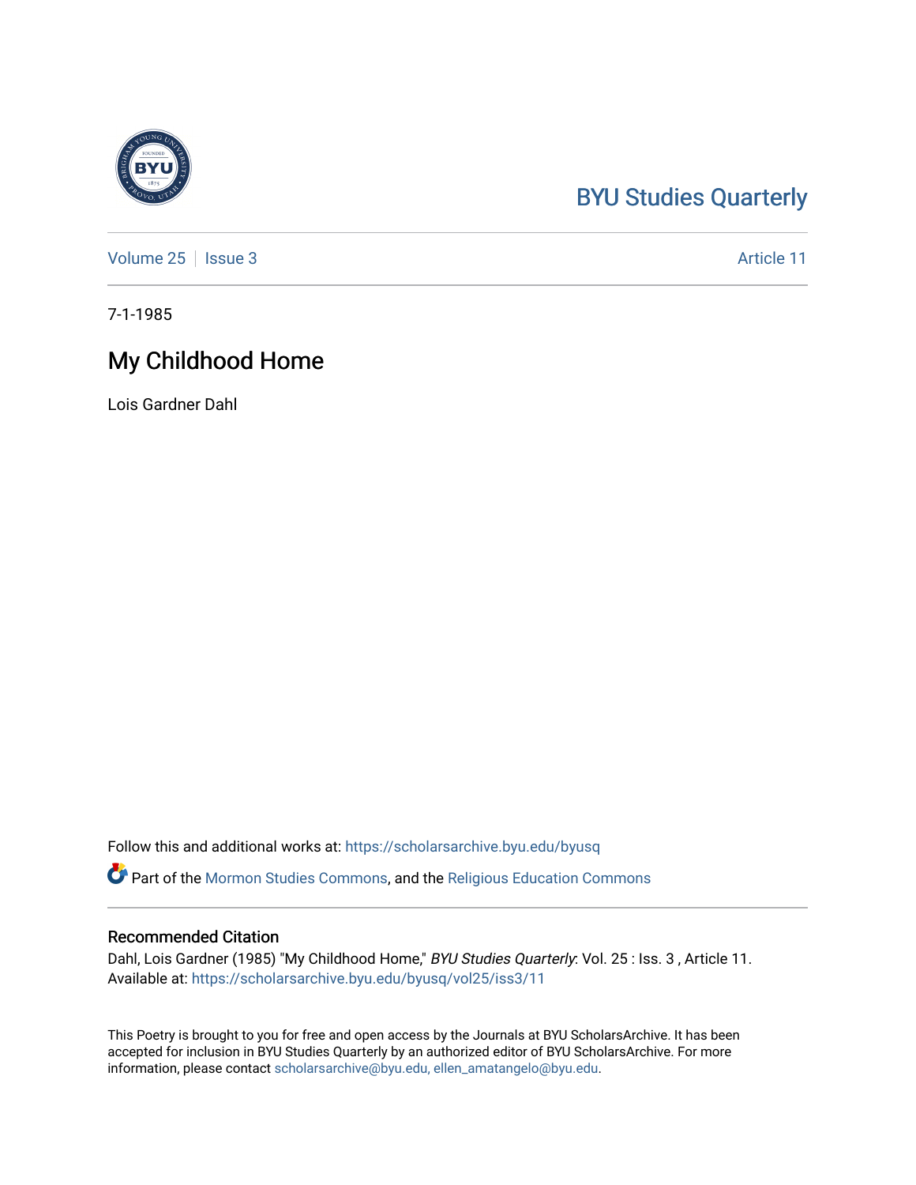BYU Studies Quarterly

Volume 25 | Issue 3 | Article 11

7-1-1985

# My Childhood Home

Lois Gardner Dahl

Follow this and additional works at: https://scholarsarchive.byu.edu/byusq

Part of the Mormon Studies Commons, and the Religious Education Commons

## Recommended Citation

Dahl, Lois Gardner (1985) "My Childhood Home," *BYU Studies Quarterly*: Vol. 25 : Iss. 3 , Article 11.
Available at: https://scholarsarchive.byu.edu/byusq/vol25/iss3/11

This Poetry is brought to you for free and open access by the Journals at BYU ScholarsArchive. It has been accepted for inclusion in BYU Studies Quarterly by an authorized editor of BYU ScholarsArchive. For more information, please contact scholarsarchive@byu.edu, ellen_amatangelo@byu.edu.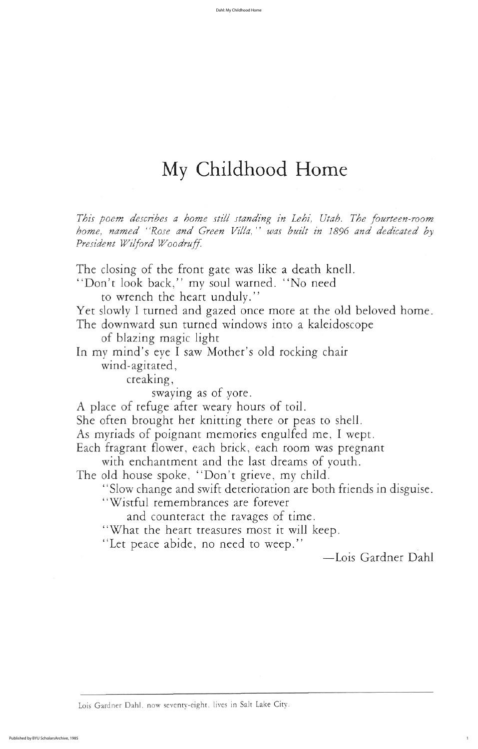# My Childhood Home

*This poem describes a home still standing in Lehi, Utah. The fourteen-room home, named "Rose and Green Villa," was built in 1896 and dedicated by President Wilford Woodruff.*

The closing of the front gate was like a death knell.  
"Don't look back," my soul warned. "No need  
to wrench the heart unduly."  
Yet slowly I turned and gazed once more at the old beloved home.  
The downward sun turned windows into a kaleidoscope  
of blazing magic light  
In my mind's eye I saw Mother's old rocking chair  
wind-agitated,  
creaking,  
swaying as of yore.  
A place of refuge after weary hours of toil.  
She often brought her knitting there or peas to shell.  
As myriads of poignant memories engulfed me, I wept.  
Each fragrant flower, each brick, each room was pregnant  
with enchantment and the last dreams of youth.  
The old house spoke, "Don't grieve, my child.  
"Slow change and swift deterioration are both friends in disguise.  
"Wistful remembrances are forever  
and counteract the ravages of time.  
"What the heart treasures most it will keep.  
"Let peace abide, no need to weep."

—Lois Gardner Dahl

---

Lois Gardner Dahl, now seventy-eight, lives in Salt Lake City.